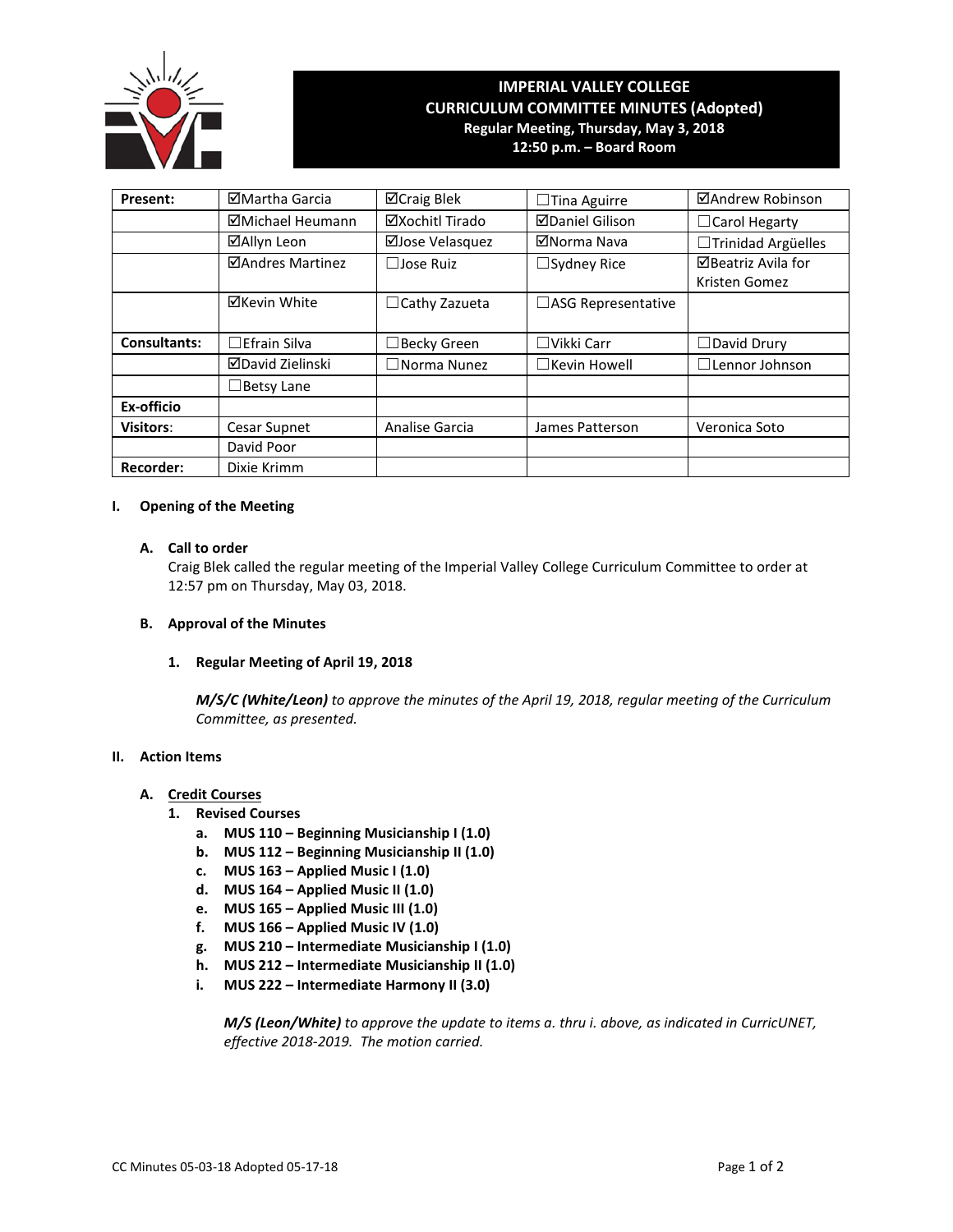# IMPERIAL VALLEY COLLEGE
## CURRICULUM COMMITTEE MINUTES (Adopted)
**Regular Meeting, Thursday, May 3, 2018**
**12:50 p.m. – Board Room**

| | | | | |
|---|---|---|---|---|
| **Present:** | ☑Martha Garcia | ☑Craig Blek | ☐Tina Aguirre | ☑Andrew Robinson |
| | ☑Michael Heumann | ☑Xochitl Tirado | ☑Daniel Gilison | ☐Carol Hegarty |
| | ☑Allyn Leon | ☑Jose Velasquez | ☑Norma Nava | ☐Trinidad Argüelles |
| | ☑Andres Martinez | ☐Jose Ruiz | ☐Sydney Rice | ☑Beatriz Avila for Kristen Gomez |
| | ☑Kevin White | ☐Cathy Zazueta | ☐ASG Representative | |
| **Consultants:** | ☐Efrain Silva | ☐Becky Green | ☐Vikki Carr | ☐David Drury |
| | ☑David Zielinski | ☐Norma Nunez | ☐Kevin Howell | ☐Lennor Johnson |
| | ☐Betsy Lane | | | |
| **Ex-officio** | | | | |
| **Visitors**: | Cesar Supnet | Analise Garcia | James Patterson | Veronica Soto |
| | David Poor | | | |
| **Recorder:** | Dixie Krimm | | | |

**I. Opening of the Meeting**

**A. Call to order**

Craig Blek called the regular meeting of the Imperial Valley College Curriculum Committee to order at 12:57 pm on Thursday, May 03, 2018.

**B. Approval of the Minutes**

**1. Regular Meeting of April 19, 2018**

***M/S/C (White/Leon)*** *to approve the minutes of the April 19, 2018, regular meeting of the Curriculum Committee, as presented.*

**II. Action Items**

**A. Credit Courses**

**1. Revised Courses**

- **a. MUS 110 – Beginning Musicianship I (1.0)**
- **b. MUS 112 – Beginning Musicianship II (1.0)**
- **c. MUS 163 – Applied Music I (1.0)**
- **d. MUS 164 – Applied Music II (1.0)**
- **e. MUS 165 – Applied Music III (1.0)**
- **f. MUS 166 – Applied Music IV (1.0)**
- **g. MUS 210 – Intermediate Musicianship I (1.0)**
- **h. MUS 212 – Intermediate Musicianship II (1.0)**
- **i. MUS 222 – Intermediate Harmony II (3.0)**

***M/S (Leon/White)*** *to approve the update to items a. thru i. above, as indicated in CurricUNET, effective 2018-2019. The motion carried.*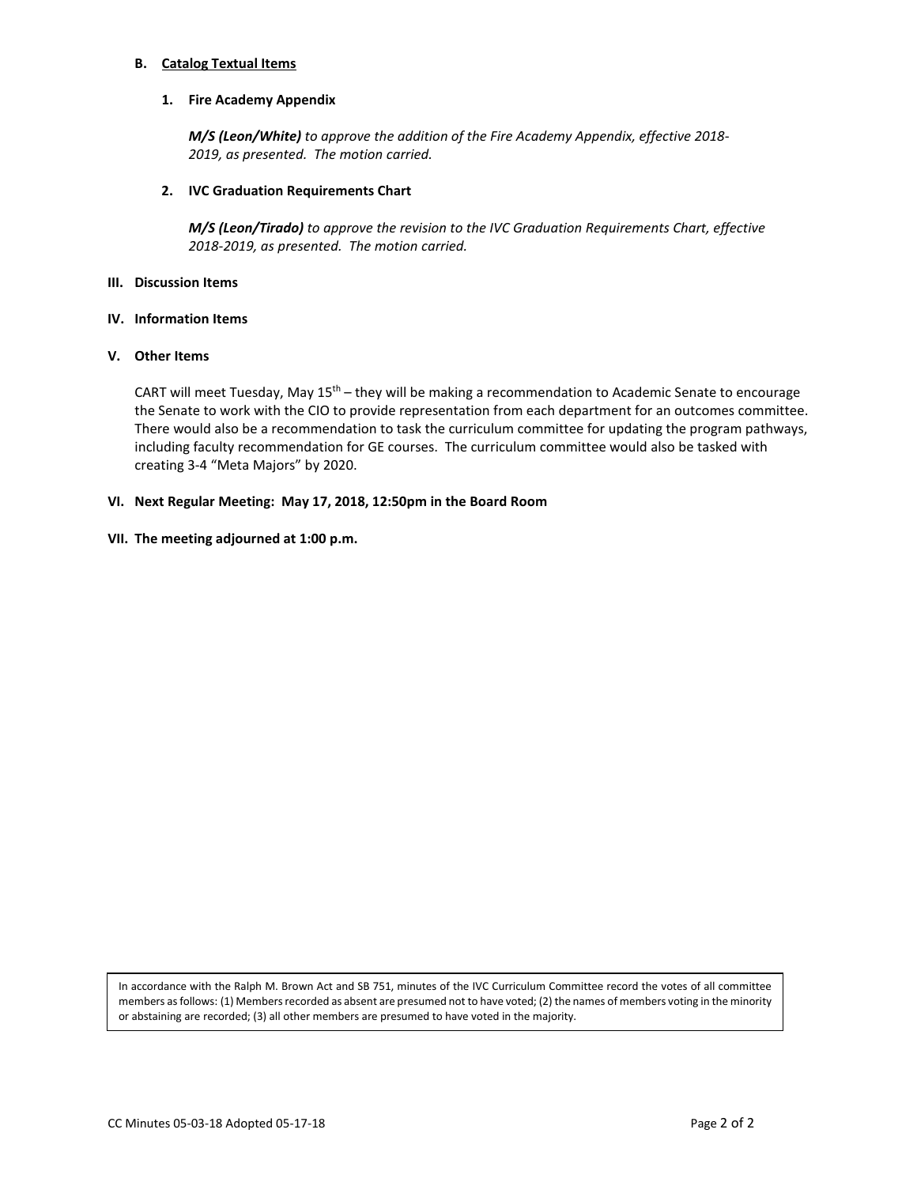### B. Catalog Textual Items

#### 1. Fire Academy Appendix

***M/S (Leon/White)*** *to approve the addition of the Fire Academy Appendix, effective 2018-2019, as presented. The motion carried.*

#### 2. IVC Graduation Requirements Chart

***M/S (Leon/Tirado)*** *to approve the revision to the IVC Graduation Requirements Chart, effective 2018-2019, as presented. The motion carried.*

## III. Discussion Items

## IV. Information Items

## V. Other Items

CART will meet Tuesday, May 15th – they will be making a recommendation to Academic Senate to encourage the Senate to work with the CIO to provide representation from each department for an outcomes committee. There would also be a recommendation to task the curriculum committee for updating the program pathways, including faculty recommendation for GE courses. The curriculum committee would also be tasked with creating 3-4 "Meta Majors" by 2020.

## VI. Next Regular Meeting: May 17, 2018, 12:50pm in the Board Room

## VII. The meeting adjourned at 1:00 p.m.

In accordance with the Ralph M. Brown Act and SB 751, minutes of the IVC Curriculum Committee record the votes of all committee members as follows: (1) Members recorded as absent are presumed not to have voted; (2) the names of members voting in the minority or abstaining are recorded; (3) all other members are presumed to have voted in the majority.

CC Minutes 05-03-18 Adopted 05-17-18